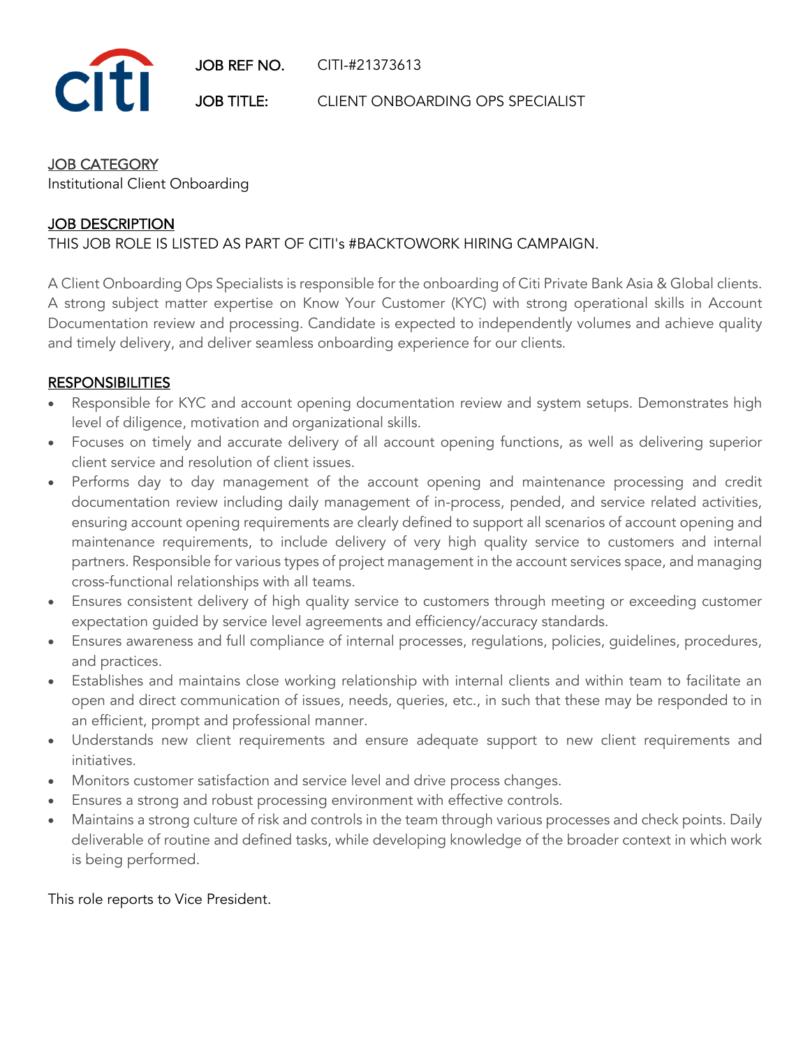JOB REF NO. CITI-#21373613

JOB TITLE: CLIENT ONBOARDING OPS SPECIALIST

## JOB CATEGORY

Institutional Client Onboarding

## JOB DESCRIPTION

THIS JOB ROLE IS LISTED AS PART OF CITI's #BACKTOWORK HIRING CAMPAIGN.

A Client Onboarding Ops Specialists is responsible for the onboarding of Citi Private Bank Asia & Global clients. A strong subject matter expertise on Know Your Customer (KYC) with strong operational skills in Account Documentation review and processing. Candidate is expected to independently volumes and achieve quality and timely delivery, and deliver seamless onboarding experience for our clients.

## RESPONSIBILITIES

- Responsible for KYC and account opening documentation review and system setups. Demonstrates high level of diligence, motivation and organizational skills.
- Focuses on timely and accurate delivery of all account opening functions, as well as delivering superior client service and resolution of client issues.
- Performs day to day management of the account opening and maintenance processing and credit documentation review including daily management of in-process, pended, and service related activities, ensuring account opening requirements are clearly defined to support all scenarios of account opening and maintenance requirements, to include delivery of very high quality service to customers and internal partners. Responsible for various types of project management in the account services space, and managing cross-functional relationships with all teams.
- Ensures consistent delivery of high quality service to customers through meeting or exceeding customer expectation guided by service level agreements and efficiency/accuracy standards.
- Ensures awareness and full compliance of internal processes, regulations, policies, guidelines, procedures, and practices.
- Establishes and maintains close working relationship with internal clients and within team to facilitate an open and direct communication of issues, needs, queries, etc., in such that these may be responded to in an efficient, prompt and professional manner.
- Understands new client requirements and ensure adequate support to new client requirements and initiatives.
- Monitors customer satisfaction and service level and drive process changes.
- Ensures a strong and robust processing environment with effective controls.
- Maintains a strong culture of risk and controls in the team through various processes and check points. Daily deliverable of routine and defined tasks, while developing knowledge of the broader context in which work is being performed.

This role reports to Vice President.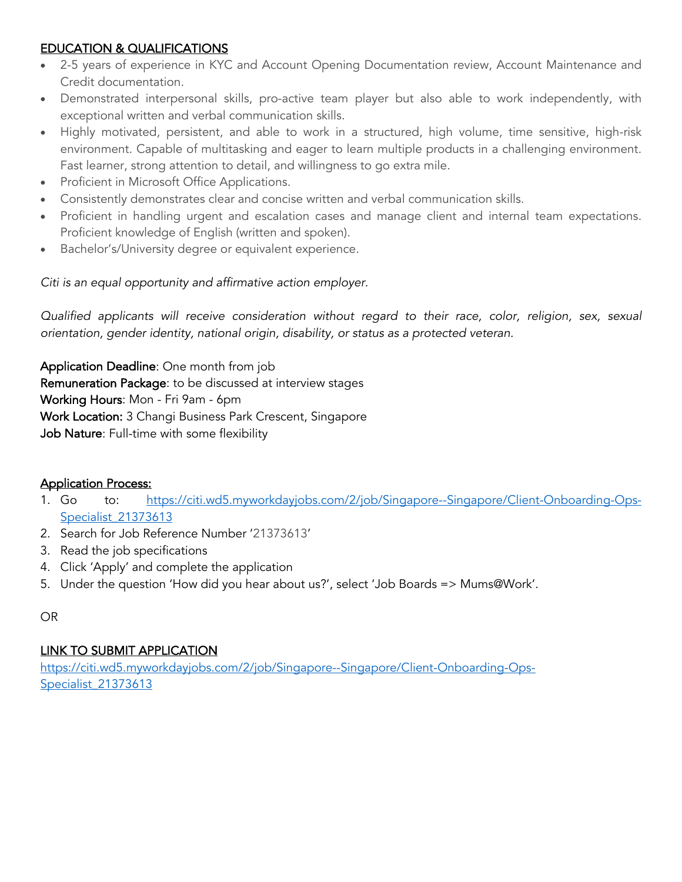## EDUCATION & QUALIFICATIONS

- 2-5 years of experience in KYC and Account Opening Documentation review, Account Maintenance and Credit documentation.
- Demonstrated interpersonal skills, pro-active team player but also able to work independently, with exceptional written and verbal communication skills.
- Highly motivated, persistent, and able to work in a structured, high volume, time sensitive, high-risk environment. Capable of multitasking and eager to learn multiple products in a challenging environment. Fast learner, strong attention to detail, and willingness to go extra mile.
- Proficient in Microsoft Office Applications.
- Consistently demonstrates clear and concise written and verbal communication skills.
- Proficient in handling urgent and escalation cases and manage client and internal team expectations. Proficient knowledge of English (written and spoken).
- Bachelor's/University degree or equivalent experience.

*Citi is an equal opportunity and affirmative action employer.*

*Qualified applicants will receive consideration without regard to their race, color, religion, sex, sexual orientation, gender identity, national origin, disability, or status as a protected veteran.*

**Application Deadline**: One month from job
**Remuneration Package**: to be discussed at interview stages
**Working Hours**: Mon - Fri 9am - 6pm
**Work Location:** 3 Changi Business Park Crescent, Singapore
**Job Nature**: Full-time with some flexibility

## Application Process:

1. Go to: [https://citi.wd5.myworkdayjobs.com/2/job/Singapore--Singapore/Client-Onboarding-Ops-Specialist_21373613](https://citi.wd5.myworkdayjobs.com/2/job/Singapore--Singapore/Client-Onboarding-Ops-Specialist_21373613)
2. Search for Job Reference Number '21373613'
3. Read the job specifications
4. Click 'Apply' and complete the application
5. Under the question 'How did you hear about us?', select 'Job Boards => Mums@Work'.

OR

## LINK TO SUBMIT APPLICATION

[https://citi.wd5.myworkdayjobs.com/2/job/Singapore--Singapore/Client-Onboarding-Ops-Specialist_21373613](https://citi.wd5.myworkdayjobs.com/2/job/Singapore--Singapore/Client-Onboarding-Ops-Specialist_21373613)